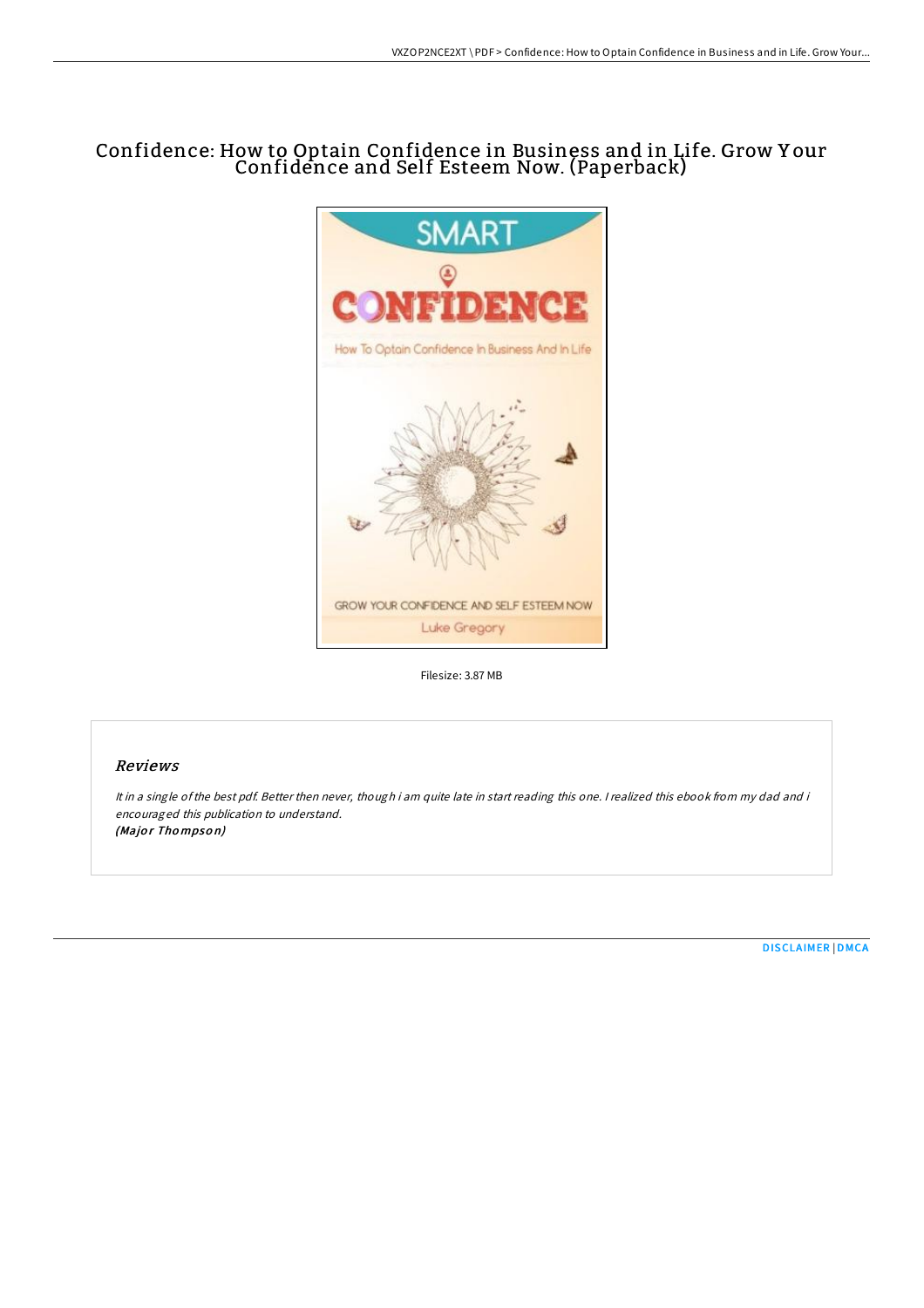# Confidence: How to Optain Confidence in Business and in Life. Grow Your Confidence and Self Esteem Now. (Paperback)

Filesize: 3.87 MB

## Reviews

*It in a single of the best pdf. Better then never, though i am quite late in start reading this one. I realized this ebook from my dad and i encouraged this publication to understand.*
*(Major Thompson)*

[DISCLAIMER](#) | [DMCA](#)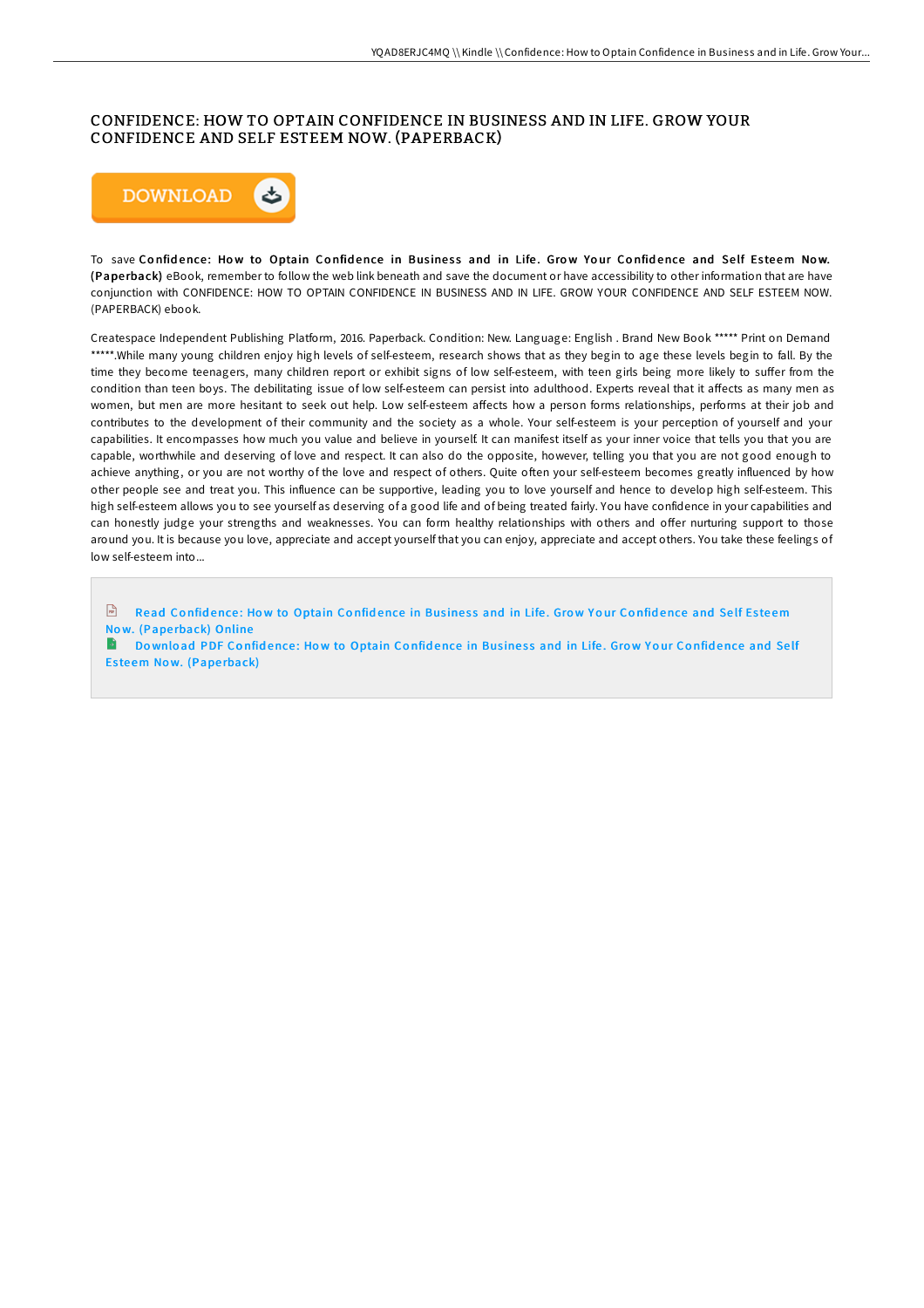# CONFIDENCE: HOW TO OPTAIN CONFIDENCE IN BUSINESS AND IN LIFE. GROW YOUR CONFIDENCE AND SELF ESTEEM NOW. (PAPERBACK)

DOWNLOAD

To save **Confidence: How to Optain Confidence in Business and in Life. Grow Your Confidence and Self Esteem Now. (Paperback)** eBook, remember to follow the web link beneath and save the document or have accessibility to other information that are have conjunction with CONFIDENCE: HOW TO OPTAIN CONFIDENCE IN BUSINESS AND IN LIFE. GROW YOUR CONFIDENCE AND SELF ESTEEM NOW. (PAPERBACK) ebook.

Createspace Independent Publishing Platform, 2016. Paperback. Condition: New. Language: English . Brand New Book ***** Print on Demand *****.While many young children enjoy high levels of self-esteem, research shows that as they begin to age these levels begin to fall. By the time they become teenagers, many children report or exhibit signs of low self-esteem, with teen girls being more likely to suffer from the condition than teen boys. The debilitating issue of low self-esteem can persist into adulthood. Experts reveal that it affects as many men as women, but men are more hesitant to seek out help. Low self-esteem affects how a person forms relationships, performs at their job and contributes to the development of their community and the society as a whole. Your self-esteem is your perception of yourself and your capabilities. It encompasses how much you value and believe in yourself. It can manifest itself as your inner voice that tells you that you are capable, worthwhile and deserving of love and respect. It can also do the opposite, however, telling you that you are not good enough to achieve anything, or you are not worthy of the love and respect of others. Quite often your self-esteem becomes greatly influenced by how other people see and treat you. This influence can be supportive, leading you to love yourself and hence to develop high self-esteem. This high self-esteem allows you to see yourself as deserving of a good life and of being treated fairly. You have confidence in your capabilities and can honestly judge your strengths and weaknesses. You can form healthy relationships with others and offer nurturing support to those around you. It is because you love, appreciate and accept yourself that you can enjoy, appreciate and accept others. You take these feelings of low self-esteem into...

Read Confidence: How to Optain Confidence in Business and in Life. Grow Your Confidence and Self Esteem Now. (Paperback) Online

Download PDF Confidence: How to Optain Confidence in Business and in Life. Grow Your Confidence and Self Esteem Now. (Paperback)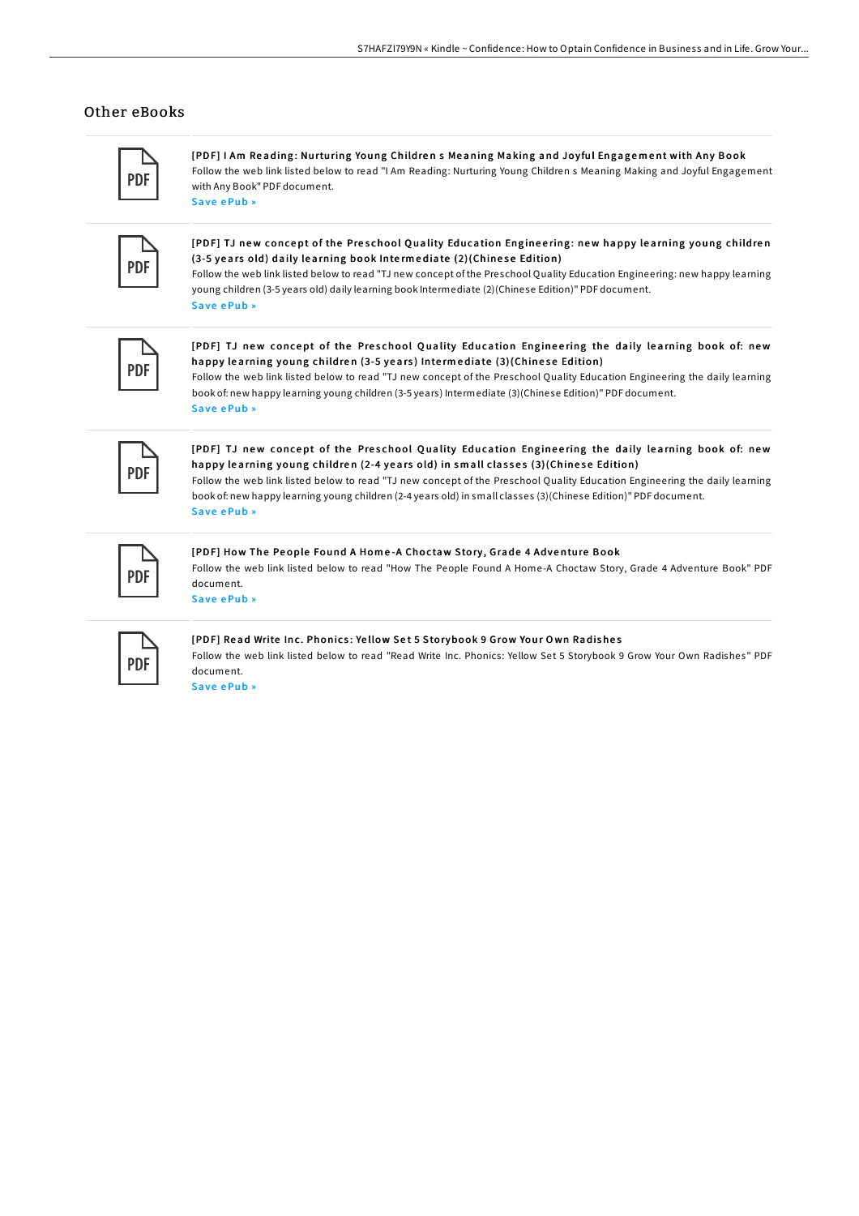## Other eBooks

[PDF] I Am Reading: Nurturing Young Children s Meaning Making and Joyful Engagement with Any Book
Follow the web link listed below to read "I Am Reading: Nurturing Young Children s Meaning Making and Joyful Engagement with Any Book" PDF document.
Save ePub »

[PDF] TJ new concept of the Preschool Quality Education Engineering: new happy learning young children (3-5 years old) daily learning book Intermediate (2)(Chinese Edition)
Follow the web link listed below to read "TJ new concept of the Preschool Quality Education Engineering: new happy learning young children (3-5 years old) daily learning book Intermediate (2)(Chinese Edition)" PDF document.
Save ePub »

[PDF] TJ new concept of the Preschool Quality Education Engineering the daily learning book of: new happy learning young children (3-5 years) Intermediate (3)(Chinese Edition)
Follow the web link listed below to read "TJ new concept of the Preschool Quality Education Engineering the daily learning book of: new happy learning young children (3-5 years) Intermediate (3)(Chinese Edition)" PDF document.
Save ePub »

[PDF] TJ new concept of the Preschool Quality Education Engineering the daily learning book of: new happy learning young children (2-4 years old) in small classes (3)(Chinese Edition)
Follow the web link listed below to read "TJ new concept of the Preschool Quality Education Engineering the daily learning book of: new happy learning young children (2-4 years old) in small classes (3)(Chinese Edition)" PDF document.
Save ePub »

[PDF] How The People Found A Home-A Choctaw Story, Grade 4 Adventure Book
Follow the web link listed below to read "How The People Found A Home-A Choctaw Story, Grade 4 Adventure Book" PDF document.
Save ePub »

[PDF] Read Write Inc. Phonics: Yellow Set 5 Storybook 9 Grow Your Own Radishes
Follow the web link listed below to read "Read Write Inc. Phonics: Yellow Set 5 Storybook 9 Grow Your Own Radishes" PDF document.
Save ePub »